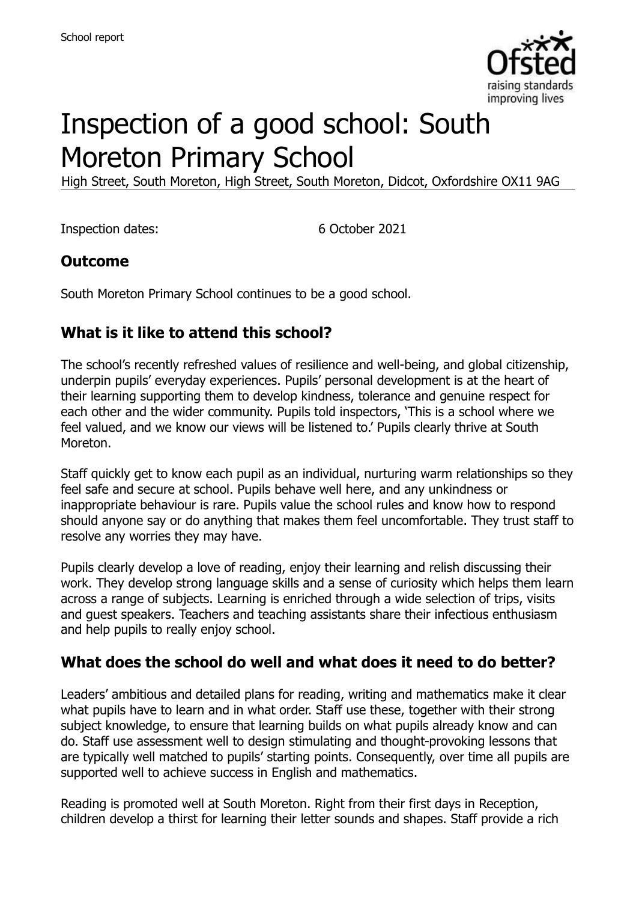# Inspection of a good school: South Moreton Primary School

High Street, South Moreton, High Street, South Moreton, Didcot, Oxfordshire OX11 9AG

Inspection dates: 6 October 2021

## Outcome

South Moreton Primary School continues to be a good school.

## What is it like to attend this school?

The school's recently refreshed values of resilience and well-being, and global citizenship, underpin pupils' everyday experiences. Pupils' personal development is at the heart of their learning supporting them to develop kindness, tolerance and genuine respect for each other and the wider community. Pupils told inspectors, 'This is a school where we feel valued, and we know our views will be listened to.' Pupils clearly thrive at South Moreton.

Staff quickly get to know each pupil as an individual, nurturing warm relationships so they feel safe and secure at school. Pupils behave well here, and any unkindness or inappropriate behaviour is rare. Pupils value the school rules and know how to respond should anyone say or do anything that makes them feel uncomfortable. They trust staff to resolve any worries they may have.

Pupils clearly develop a love of reading, enjoy their learning and relish discussing their work. They develop strong language skills and a sense of curiosity which helps them learn across a range of subjects. Learning is enriched through a wide selection of trips, visits and guest speakers. Teachers and teaching assistants share their infectious enthusiasm and help pupils to really enjoy school.

## What does the school do well and what does it need to do better?

Leaders' ambitious and detailed plans for reading, writing and mathematics make it clear what pupils have to learn and in what order. Staff use these, together with their strong subject knowledge, to ensure that learning builds on what pupils already know and can do. Staff use assessment well to design stimulating and thought-provoking lessons that are typically well matched to pupils' starting points. Consequently, over time all pupils are supported well to achieve success in English and mathematics.

Reading is promoted well at South Moreton. Right from their first days in Reception, children develop a thirst for learning their letter sounds and shapes. Staff provide a rich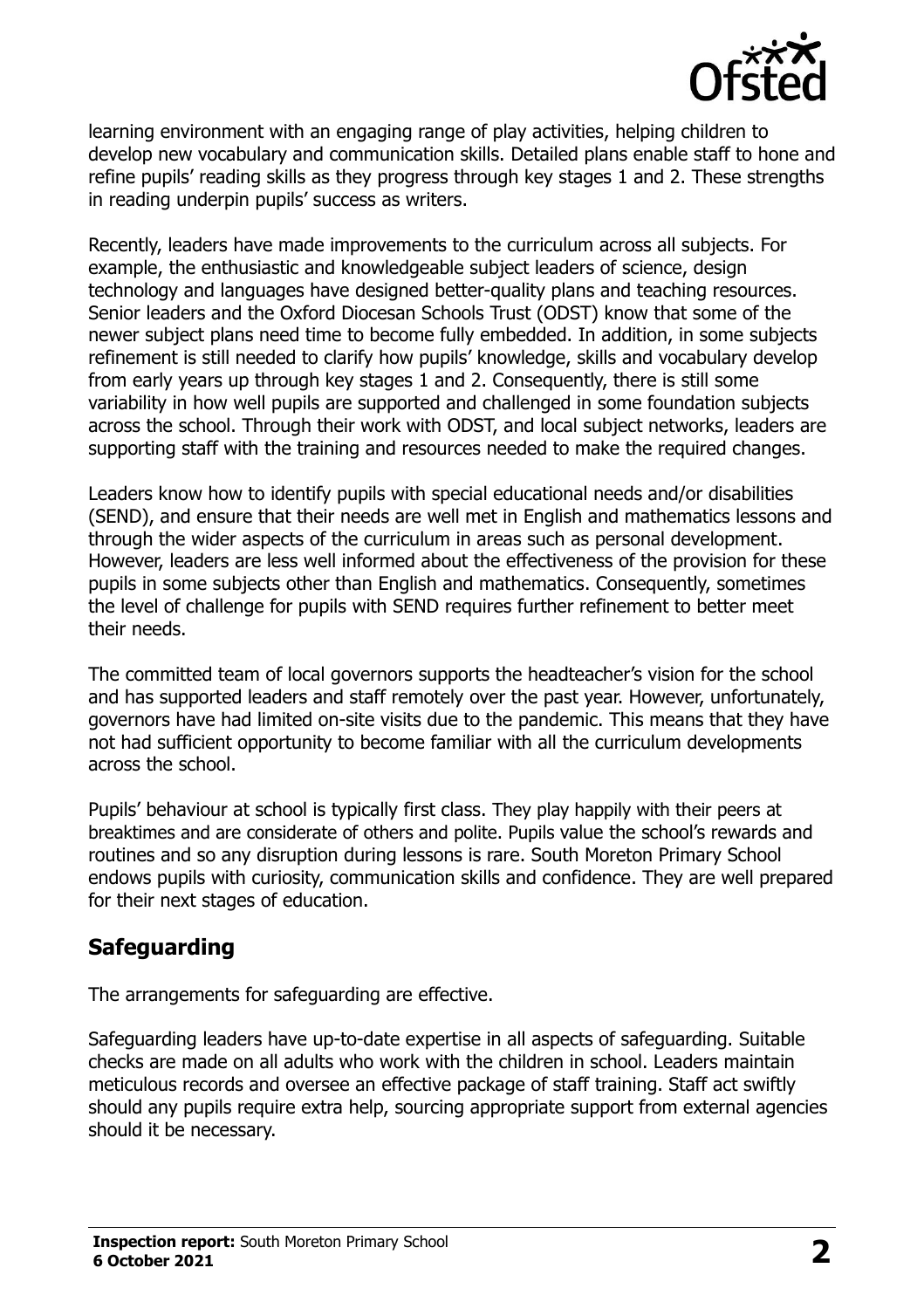learning environment with an engaging range of play activities, helping children to develop new vocabulary and communication skills. Detailed plans enable staff to hone and refine pupils' reading skills as they progress through key stages 1 and 2. These strengths in reading underpin pupils' success as writers.

Recently, leaders have made improvements to the curriculum across all subjects. For example, the enthusiastic and knowledgeable subject leaders of science, design technology and languages have designed better-quality plans and teaching resources. Senior leaders and the Oxford Diocesan Schools Trust (ODST) know that some of the newer subject plans need time to become fully embedded. In addition, in some subjects refinement is still needed to clarify how pupils' knowledge, skills and vocabulary develop from early years up through key stages 1 and 2. Consequently, there is still some variability in how well pupils are supported and challenged in some foundation subjects across the school. Through their work with ODST, and local subject networks, leaders are supporting staff with the training and resources needed to make the required changes.

Leaders know how to identify pupils with special educational needs and/or disabilities (SEND), and ensure that their needs are well met in English and mathematics lessons and through the wider aspects of the curriculum in areas such as personal development. However, leaders are less well informed about the effectiveness of the provision for these pupils in some subjects other than English and mathematics. Consequently, sometimes the level of challenge for pupils with SEND requires further refinement to better meet their needs.

The committed team of local governors supports the headteacher's vision for the school and has supported leaders and staff remotely over the past year. However, unfortunately, governors have had limited on-site visits due to the pandemic. This means that they have not had sufficient opportunity to become familiar with all the curriculum developments across the school.

Pupils' behaviour at school is typically first class. They play happily with their peers at breaktimes and are considerate of others and polite. Pupils value the school's rewards and routines and so any disruption during lessons is rare. South Moreton Primary School endows pupils with curiosity, communication skills and confidence. They are well prepared for their next stages of education.

## Safeguarding

The arrangements for safeguarding are effective.

Safeguarding leaders have up-to-date expertise in all aspects of safeguarding. Suitable checks are made on all adults who work with the children in school. Leaders maintain meticulous records and oversee an effective package of staff training. Staff act swiftly should any pupils require extra help, sourcing appropriate support from external agencies should it be necessary.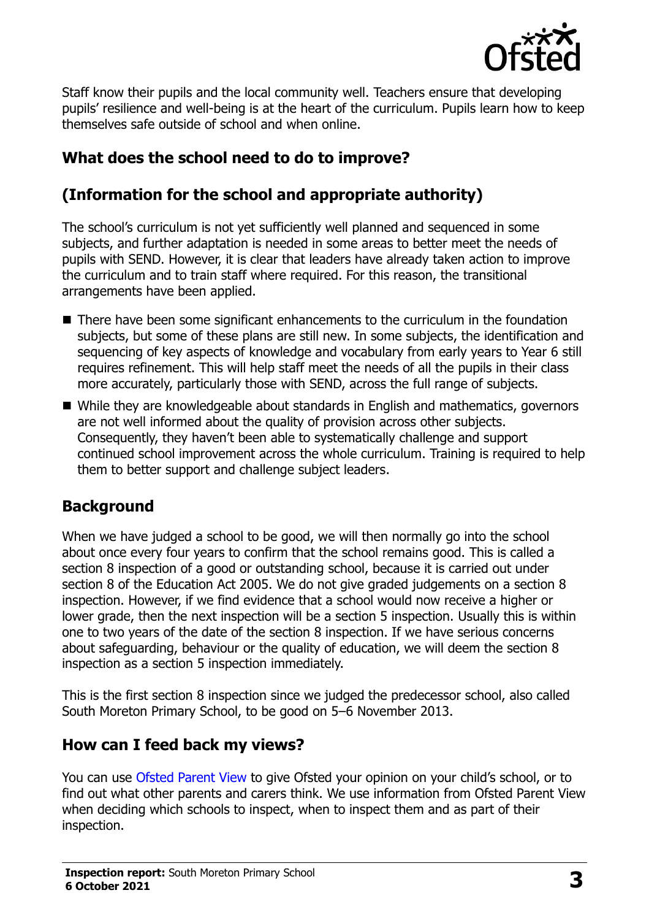Staff know their pupils and the local community well. Teachers ensure that developing pupils' resilience and well-being is at the heart of the curriculum. Pupils learn how to keep themselves safe outside of school and when online.

## What does the school need to do to improve?

## (Information for the school and appropriate authority)

The school's curriculum is not yet sufficiently well planned and sequenced in some subjects, and further adaptation is needed in some areas to better meet the needs of pupils with SEND. However, it is clear that leaders have already taken action to improve the curriculum and to train staff where required. For this reason, the transitional arrangements have been applied.

- There have been some significant enhancements to the curriculum in the foundation subjects, but some of these plans are still new. In some subjects, the identification and sequencing of key aspects of knowledge and vocabulary from early years to Year 6 still requires refinement. This will help staff meet the needs of all the pupils in their class more accurately, particularly those with SEND, across the full range of subjects.
- While they are knowledgeable about standards in English and mathematics, governors are not well informed about the quality of provision across other subjects. Consequently, they haven't been able to systematically challenge and support continued school improvement across the whole curriculum. Training is required to help them to better support and challenge subject leaders.

## Background

When we have judged a school to be good, we will then normally go into the school about once every four years to confirm that the school remains good. This is called a section 8 inspection of a good or outstanding school, because it is carried out under section 8 of the Education Act 2005. We do not give graded judgements on a section 8 inspection. However, if we find evidence that a school would now receive a higher or lower grade, then the next inspection will be a section 5 inspection. Usually this is within one to two years of the date of the section 8 inspection. If we have serious concerns about safeguarding, behaviour or the quality of education, we will deem the section 8 inspection as a section 5 inspection immediately.

This is the first section 8 inspection since we judged the predecessor school, also called South Moreton Primary School, to be good on 5–6 November 2013.

## How can I feed back my views?

You can use Ofsted Parent View to give Ofsted your opinion on your child's school, or to find out what other parents and carers think. We use information from Ofsted Parent View when deciding which schools to inspect, when to inspect them and as part of their inspection.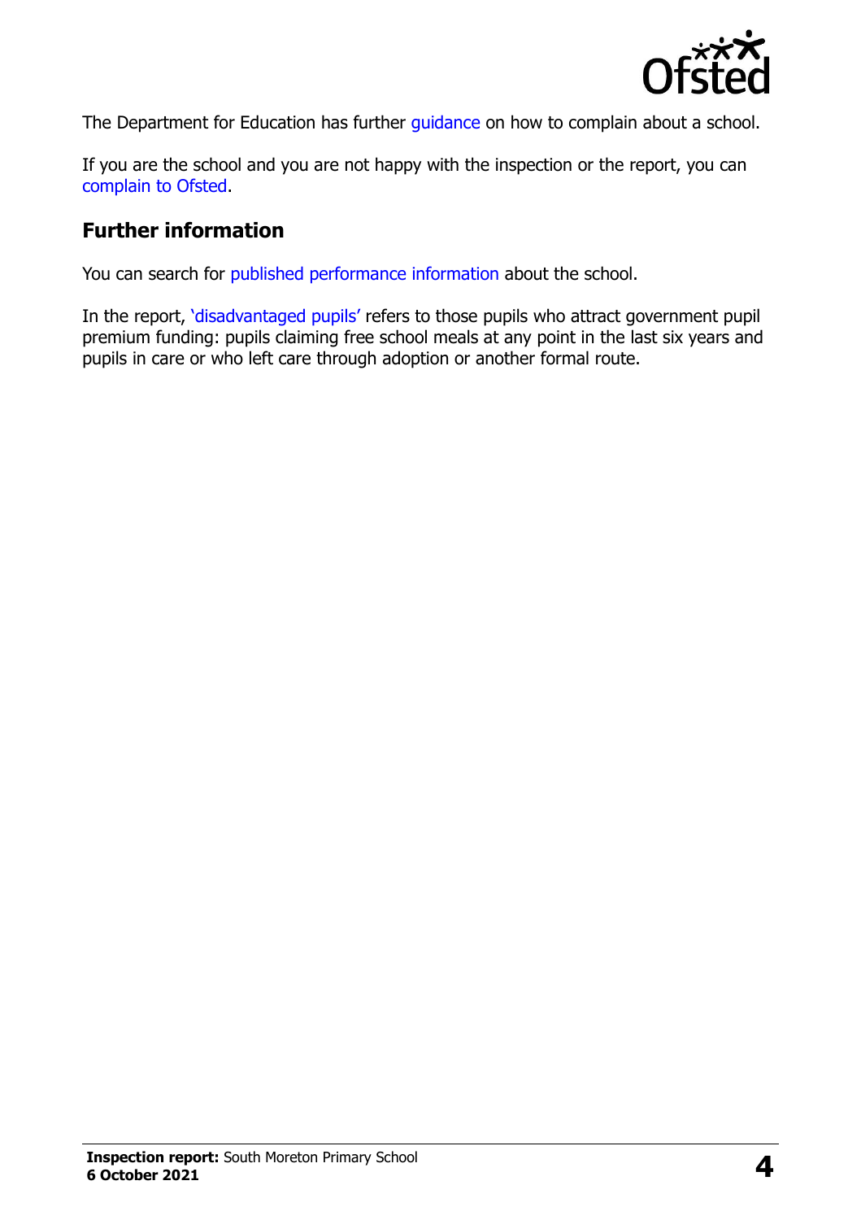The Department for Education has further guidance on how to complain about a school.

If you are the school and you are not happy with the inspection or the report, you can complain to Ofsted.

## Further information

You can search for published performance information about the school.

In the report, 'disadvantaged pupils' refers to those pupils who attract government pupil premium funding: pupils claiming free school meals at any point in the last six years and pupils in care or who left care through adoption or another formal route.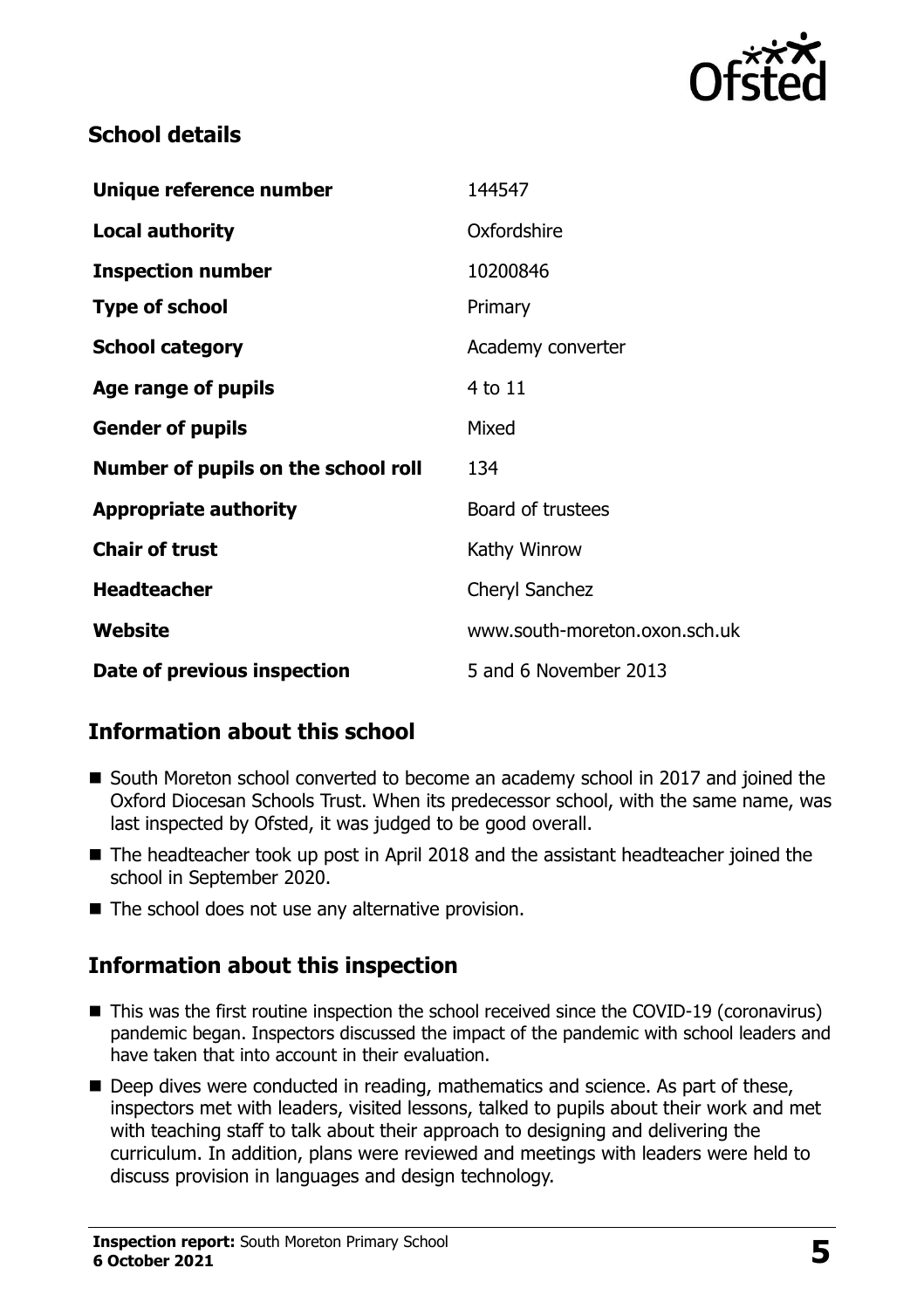## School details

| | |
|---|---|
| **Unique reference number** | 144547 |
| **Local authority** | Oxfordshire |
| **Inspection number** | 10200846 |
| **Type of school** | Primary |
| **School category** | Academy converter |
| **Age range of pupils** | 4 to 11 |
| **Gender of pupils** | Mixed |
| **Number of pupils on the school roll** | 134 |
| **Appropriate authority** | Board of trustees |
| **Chair of trust** | Kathy Winrow |
| **Headteacher** | Cheryl Sanchez |
| **Website** | www.south-moreton.oxon.sch.uk |
| **Date of previous inspection** | 5 and 6 November 2013 |

## Information about this school

- South Moreton school converted to become an academy school in 2017 and joined the Oxford Diocesan Schools Trust. When its predecessor school, with the same name, was last inspected by Ofsted, it was judged to be good overall.
- The headteacher took up post in April 2018 and the assistant headteacher joined the school in September 2020.
- The school does not use any alternative provision.

## Information about this inspection

- This was the first routine inspection the school received since the COVID-19 (coronavirus) pandemic began. Inspectors discussed the impact of the pandemic with school leaders and have taken that into account in their evaluation.
- Deep dives were conducted in reading, mathematics and science. As part of these, inspectors met with leaders, visited lessons, talked to pupils about their work and met with teaching staff to talk about their approach to designing and delivering the curriculum. In addition, plans were reviewed and meetings with leaders were held to discuss provision in languages and design technology.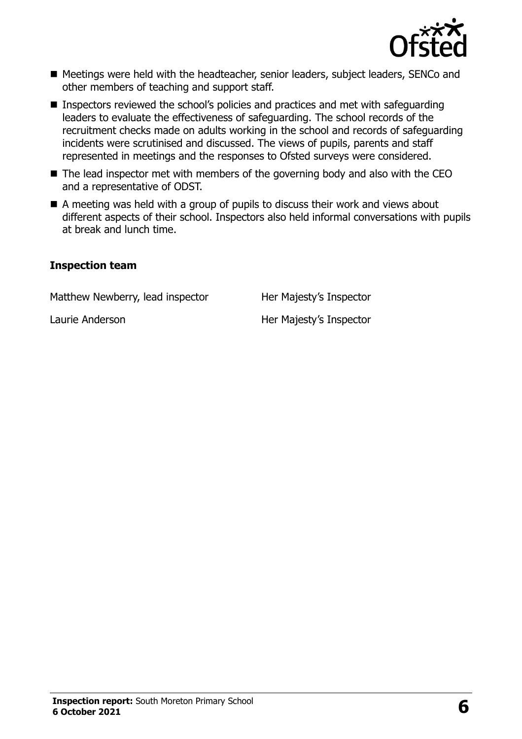- Meetings were held with the headteacher, senior leaders, subject leaders, SENCo and other members of teaching and support staff.
- Inspectors reviewed the school's policies and practices and met with safeguarding leaders to evaluate the effectiveness of safeguarding. The school records of the recruitment checks made on adults working in the school and records of safeguarding incidents were scrutinised and discussed. The views of pupils, parents and staff represented in meetings and the responses to Ofsted surveys were considered.
- The lead inspector met with members of the governing body and also with the CEO and a representative of ODST.
- A meeting was held with a group of pupils to discuss their work and views about different aspects of their school. Inspectors also held informal conversations with pupils at break and lunch time.

### Inspection team

| | |
|---|---|
| Matthew Newberry, lead inspector | Her Majesty's Inspector |
| Laurie Anderson | Her Majesty's Inspector |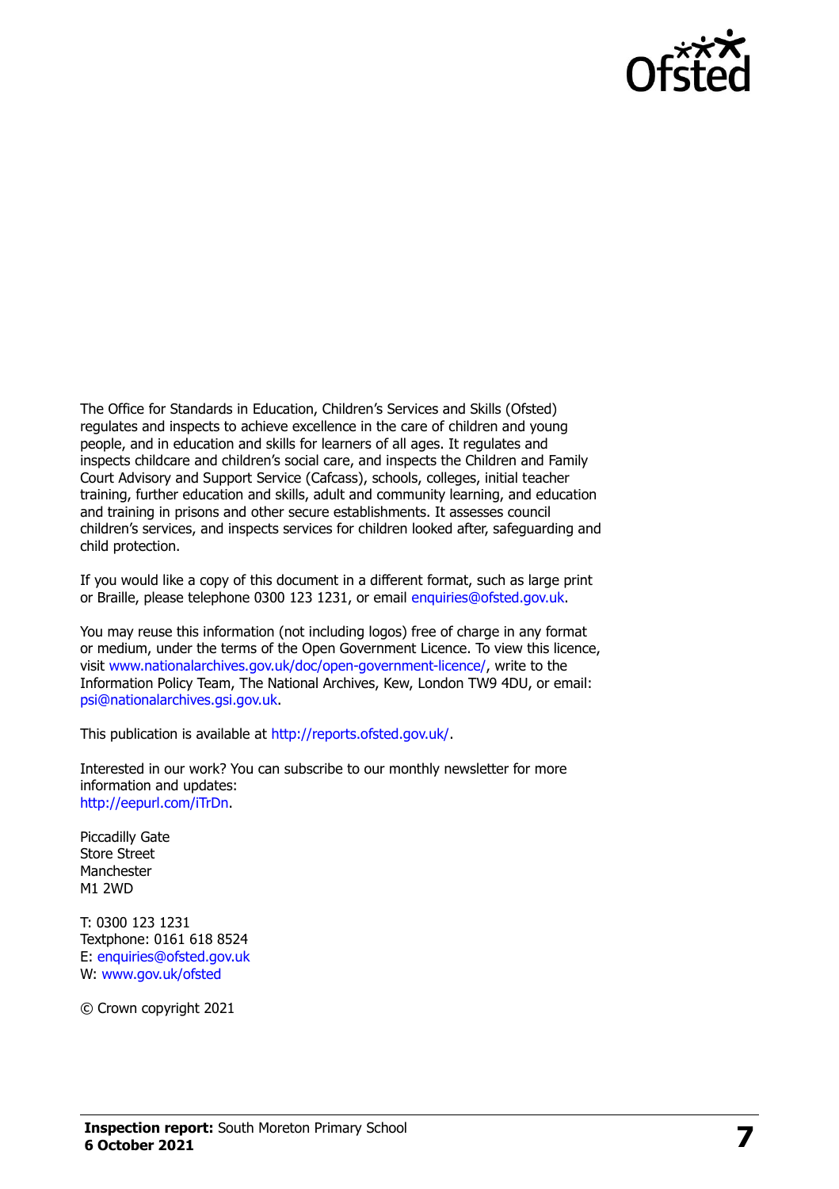The Office for Standards in Education, Children's Services and Skills (Ofsted) regulates and inspects to achieve excellence in the care of children and young people, and in education and skills for learners of all ages. It regulates and inspects childcare and children's social care, and inspects the Children and Family Court Advisory and Support Service (Cafcass), schools, colleges, initial teacher training, further education and skills, adult and community learning, and education and training in prisons and other secure establishments. It assesses council children's services, and inspects services for children looked after, safeguarding and child protection.

If you would like a copy of this document in a different format, such as large print or Braille, please telephone 0300 123 1231, or email enquiries@ofsted.gov.uk.

You may reuse this information (not including logos) free of charge in any format or medium, under the terms of the Open Government Licence. To view this licence, visit www.nationalarchives.gov.uk/doc/open-government-licence/, write to the Information Policy Team, The National Archives, Kew, London TW9 4DU, or email: psi@nationalarchives.gsi.gov.uk.

This publication is available at http://reports.ofsted.gov.uk/.

Interested in our work? You can subscribe to our monthly newsletter for more information and updates:
http://eepurl.com/iTrDn.

Piccadilly Gate
Store Street
Manchester
M1 2WD

T: 0300 123 1231
Textphone: 0161 618 8524
E: enquiries@ofsted.gov.uk
W: www.gov.uk/ofsted

© Crown copyright 2021